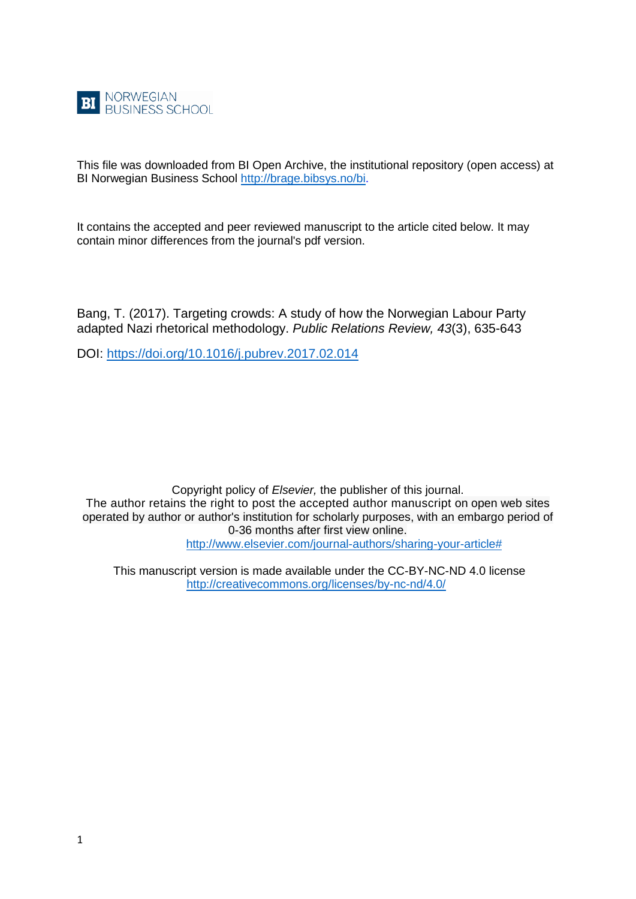**BI** NORWEGIAN BUSINESS SCHOOL

This file was downloaded from BI Open Archive, the institutional repository (open access) at BI Norwegian Business School http://brage.bibsys.no/bi.

It contains the accepted and peer reviewed manuscript to the article cited below. It may contain minor differences from the journal's pdf version.

Bang, T. (2017). Targeting crowds: A study of how the Norwegian Labour Party adapted Nazi rhetorical methodology. *Public Relations Review, 43*(3), 635-643

DOI: https://doi.org/10.1016/j.pubrev.2017.02.014

Copyright policy of *Elsevier,* the publisher of this journal.
The author retains the right to post the accepted author manuscript on open web sites operated by author or author's institution for scholarly purposes, with an embargo period of 0-36 months after first view online.
http://www.elsevier.com/journal-authors/sharing-your-article#

This manuscript version is made available under the CC-BY-NC-ND 4.0 license
http://creativecommons.org/licenses/by-nc-nd/4.0/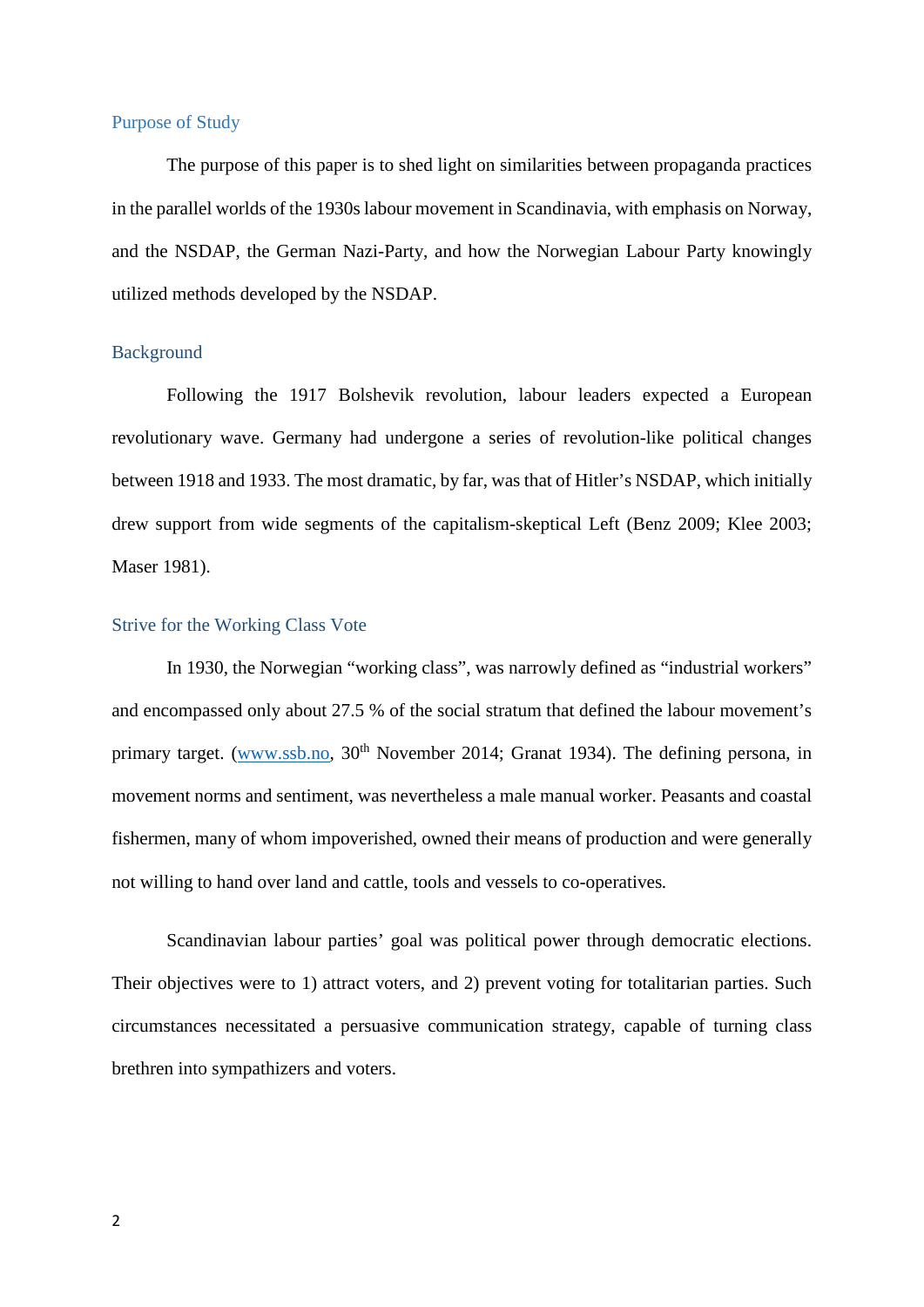## Purpose of Study

The purpose of this paper is to shed light on similarities between propaganda practices in the parallel worlds of the 1930s labour movement in Scandinavia, with emphasis on Norway, and the NSDAP, the German Nazi-Party, and how the Norwegian Labour Party knowingly utilized methods developed by the NSDAP.

## Background

Following the 1917 Bolshevik revolution, labour leaders expected a European revolutionary wave. Germany had undergone a series of revolution-like political changes between 1918 and 1933. The most dramatic, by far, was that of Hitler's NSDAP, which initially drew support from wide segments of the capitalism-skeptical Left (Benz 2009; Klee 2003; Maser 1981).

## Strive for the Working Class Vote

In 1930, the Norwegian "working class", was narrowly defined as "industrial workers" and encompassed only about 27.5 % of the social stratum that defined the labour movement's primary target. (www.ssb.no, 30th November 2014; Granat 1934). The defining persona, in movement norms and sentiment, was nevertheless a male manual worker. Peasants and coastal fishermen, many of whom impoverished, owned their means of production and were generally not willing to hand over land and cattle, tools and vessels to co-operatives.

Scandinavian labour parties' goal was political power through democratic elections. Their objectives were to 1) attract voters, and 2) prevent voting for totalitarian parties. Such circumstances necessitated a persuasive communication strategy, capable of turning class brethren into sympathizers and voters.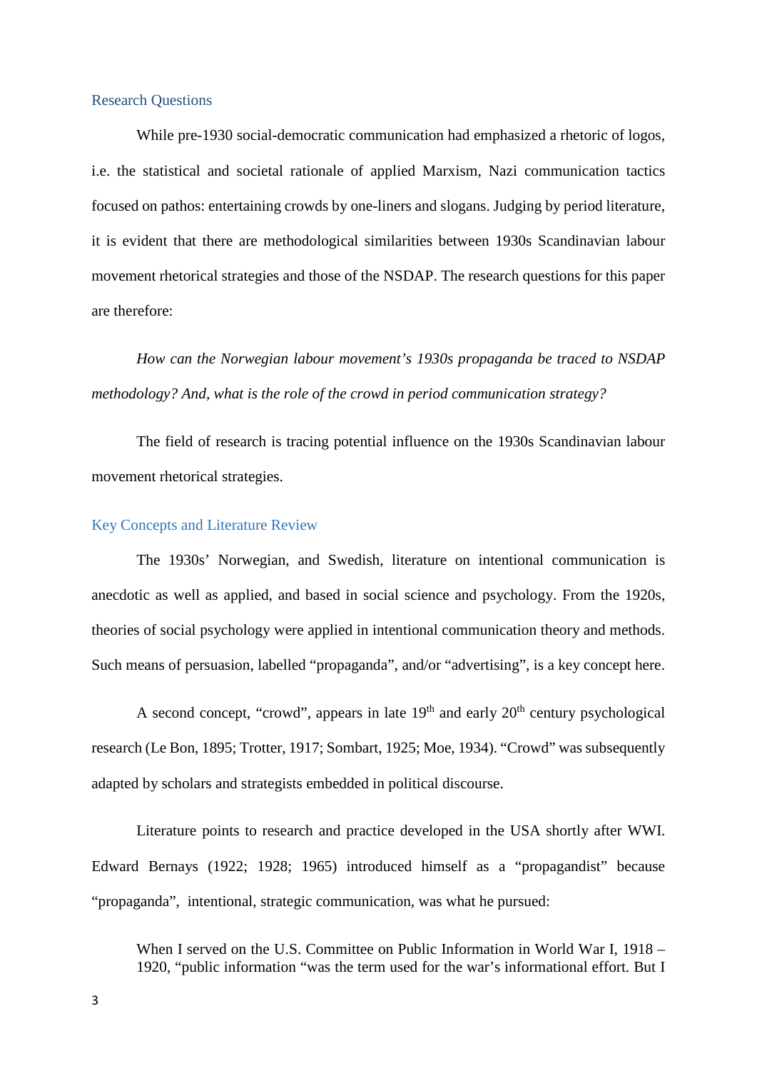## Research Questions

While pre-1930 social-democratic communication had emphasized a rhetoric of logos, i.e. the statistical and societal rationale of applied Marxism, Nazi communication tactics focused on pathos: entertaining crowds by one-liners and slogans. Judging by period literature, it is evident that there are methodological similarities between 1930s Scandinavian labour movement rhetorical strategies and those of the NSDAP. The research questions for this paper are therefore:

*How can the Norwegian labour movement's 1930s propaganda be traced to NSDAP methodology? And, what is the role of the crowd in period communication strategy?*

The field of research is tracing potential influence on the 1930s Scandinavian labour movement rhetorical strategies.

## Key Concepts and Literature Review

The 1930s' Norwegian, and Swedish, literature on intentional communication is anecdotic as well as applied, and based in social science and psychology. From the 1920s, theories of social psychology were applied in intentional communication theory and methods. Such means of persuasion, labelled "propaganda", and/or "advertising", is a key concept here.

A second concept, "crowd", appears in late 19th and early 20th century psychological research (Le Bon, 1895; Trotter, 1917; Sombart, 1925; Moe, 1934). "Crowd" was subsequently adapted by scholars and strategists embedded in political discourse.

Literature points to research and practice developed in the USA shortly after WWI. Edward Bernays (1922; 1928; 1965) introduced himself as a "propagandist" because "propaganda", intentional, strategic communication, was what he pursued:

> When I served on the U.S. Committee on Public Information in World War I, 1918 – 1920, "public information "was the term used for the war's informational effort. But I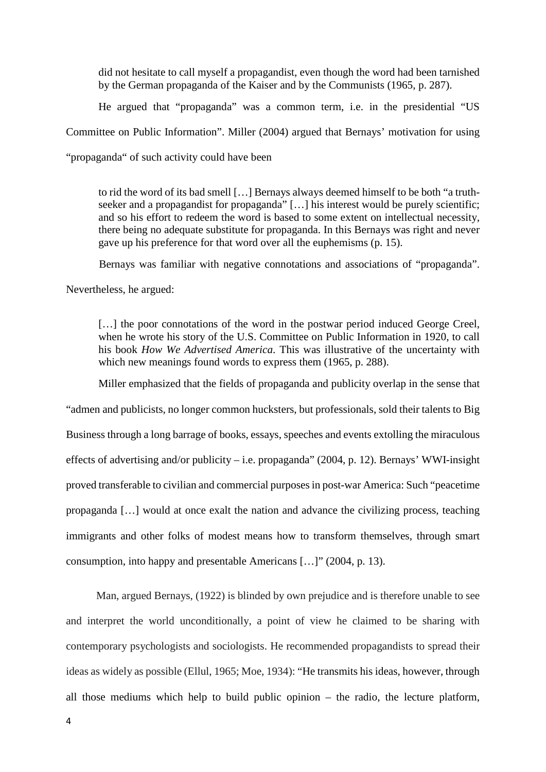> did not hesitate to call myself a propagandist, even though the word had been tarnished by the German propaganda of the Kaiser and by the Communists (1965, p. 287).

He argued that "propaganda" was a common term, i.e. in the presidential "US Committee on Public Information". Miller (2004) argued that Bernays' motivation for using "propaganda" of such activity could have been

> to rid the word of its bad smell […] Bernays always deemed himself to be both "a truth-seeker and a propagandist for propaganda" […] his interest would be purely scientific; and so his effort to redeem the word is based to some extent on intellectual necessity, there being no adequate substitute for propaganda. In this Bernays was right and never gave up his preference for that word over all the euphemisms (p. 15).

Bernays was familiar with negative connotations and associations of "propaganda". Nevertheless, he argued:

> […] the poor connotations of the word in the postwar period induced George Creel, when he wrote his story of the U.S. Committee on Public Information in 1920, to call his book *How We Advertised America*. This was illustrative of the uncertainty with which new meanings found words to express them (1965, p. 288).

Miller emphasized that the fields of propaganda and publicity overlap in the sense that "admen and publicists, no longer common hucksters, but professionals, sold their talents to Big Business through a long barrage of books, essays, speeches and events extolling the miraculous effects of advertising and/or publicity – i.e. propaganda" (2004, p. 12). Bernays' WWI-insight proved transferable to civilian and commercial purposes in post-war America: Such "peacetime propaganda […] would at once exalt the nation and advance the civilizing process, teaching immigrants and other folks of modest means how to transform themselves, through smart consumption, into happy and presentable Americans […]" (2004, p. 13).

Man, argued Bernays, (1922) is blinded by own prejudice and is therefore unable to see and interpret the world unconditionally, a point of view he claimed to be sharing with contemporary psychologists and sociologists. He recommended propagandists to spread their ideas as widely as possible (Ellul, 1965; Moe, 1934): "He transmits his ideas, however, through all those mediums which help to build public opinion – the radio, the lecture platform,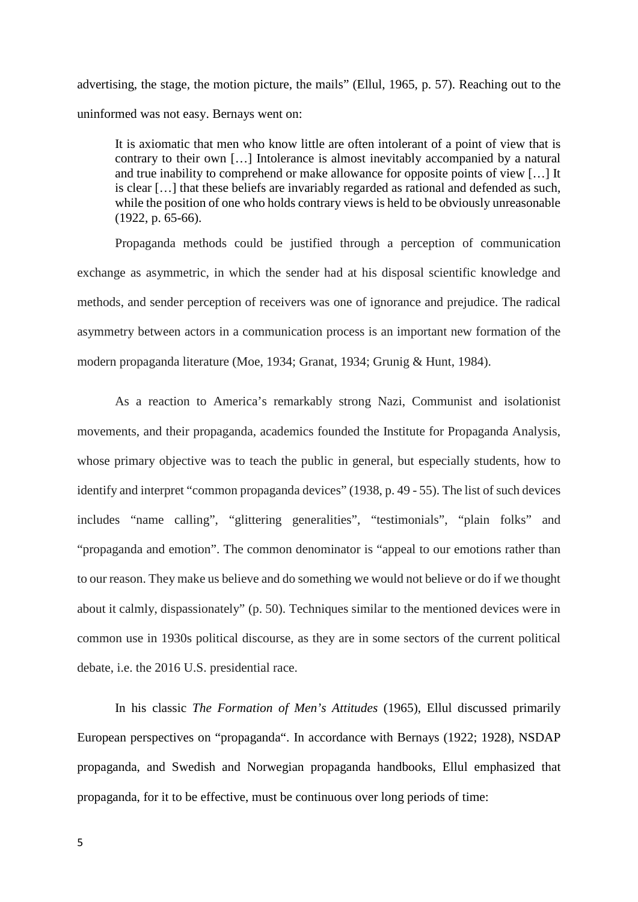advertising, the stage, the motion picture, the mails" (Ellul, 1965, p. 57). Reaching out to the uninformed was not easy. Bernays went on:

> It is axiomatic that men who know little are often intolerant of a point of view that is contrary to their own […] Intolerance is almost inevitably accompanied by a natural and true inability to comprehend or make allowance for opposite points of view […] It is clear […] that these beliefs are invariably regarded as rational and defended as such, while the position of one who holds contrary views is held to be obviously unreasonable (1922, p. 65-66).

Propaganda methods could be justified through a perception of communication exchange as asymmetric, in which the sender had at his disposal scientific knowledge and methods, and sender perception of receivers was one of ignorance and prejudice. The radical asymmetry between actors in a communication process is an important new formation of the modern propaganda literature (Moe, 1934; Granat, 1934; Grunig & Hunt, 1984).

As a reaction to America's remarkably strong Nazi, Communist and isolationist movements, and their propaganda, academics founded the Institute for Propaganda Analysis, whose primary objective was to teach the public in general, but especially students, how to identify and interpret "common propaganda devices" (1938, p. 49 - 55). The list of such devices includes "name calling", "glittering generalities", "testimonials", "plain folks" and "propaganda and emotion". The common denominator is "appeal to our emotions rather than to our reason. They make us believe and do something we would not believe or do if we thought about it calmly, dispassionately" (p. 50). Techniques similar to the mentioned devices were in common use in 1930s political discourse, as they are in some sectors of the current political debate, i.e. the 2016 U.S. presidential race.

In his classic *The Formation of Men's Attitudes* (1965), Ellul discussed primarily European perspectives on "propaganda". In accordance with Bernays (1922; 1928), NSDAP propaganda, and Swedish and Norwegian propaganda handbooks, Ellul emphasized that propaganda, for it to be effective, must be continuous over long periods of time: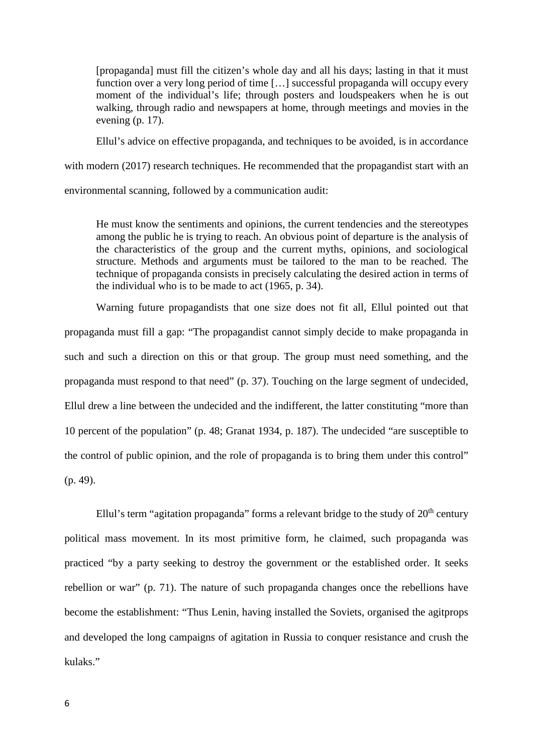> [propaganda] must fill the citizen's whole day and all his days; lasting in that it must function over a very long period of time […] successful propaganda will occupy every moment of the individual's life; through posters and loudspeakers when he is out walking, through radio and newspapers at home, through meetings and movies in the evening (p. 17).

Ellul's advice on effective propaganda, and techniques to be avoided, is in accordance with modern (2017) research techniques. He recommended that the propagandist start with an environmental scanning, followed by a communication audit:

> He must know the sentiments and opinions, the current tendencies and the stereotypes among the public he is trying to reach. An obvious point of departure is the analysis of the characteristics of the group and the current myths, opinions, and sociological structure. Methods and arguments must be tailored to the man to be reached. The technique of propaganda consists in precisely calculating the desired action in terms of the individual who is to be made to act (1965, p. 34).

Warning future propagandists that one size does not fit all, Ellul pointed out that propaganda must fill a gap: "The propagandist cannot simply decide to make propaganda in such and such a direction on this or that group. The group must need something, and the propaganda must respond to that need" (p. 37). Touching on the large segment of undecided, Ellul drew a line between the undecided and the indifferent, the latter constituting "more than 10 percent of the population" (p. 48; Granat 1934, p. 187). The undecided "are susceptible to the control of public opinion, and the role of propaganda is to bring them under this control" (p. 49).

Ellul's term "agitation propaganda" forms a relevant bridge to the study of 20th century political mass movement. In its most primitive form, he claimed, such propaganda was practiced "by a party seeking to destroy the government or the established order. It seeks rebellion or war" (p. 71). The nature of such propaganda changes once the rebellions have become the establishment: "Thus Lenin, having installed the Soviets, organised the agitprops and developed the long campaigns of agitation in Russia to conquer resistance and crush the kulaks."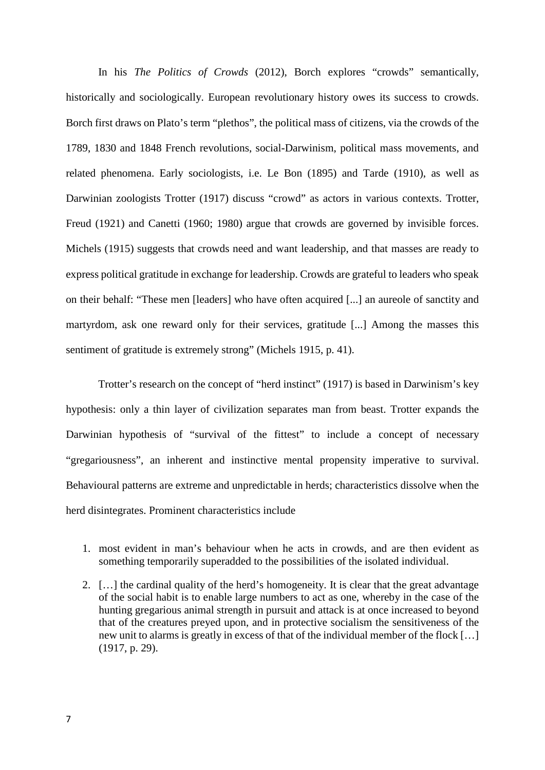In his *The Politics of Crowds* (2012), Borch explores "crowds" semantically, historically and sociologically. European revolutionary history owes its success to crowds. Borch first draws on Plato's term "plethos", the political mass of citizens, via the crowds of the 1789, 1830 and 1848 French revolutions, social-Darwinism, political mass movements, and related phenomena. Early sociologists, i.e. Le Bon (1895) and Tarde (1910), as well as Darwinian zoologists Trotter (1917) discuss "crowd" as actors in various contexts. Trotter, Freud (1921) and Canetti (1960; 1980) argue that crowds are governed by invisible forces. Michels (1915) suggests that crowds need and want leadership, and that masses are ready to express political gratitude in exchange for leadership. Crowds are grateful to leaders who speak on their behalf: "These men [leaders] who have often acquired [...] an aureole of sanctity and martyrdom, ask one reward only for their services, gratitude [...] Among the masses this sentiment of gratitude is extremely strong" (Michels 1915, p. 41).

Trotter's research on the concept of "herd instinct" (1917) is based in Darwinism's key hypothesis: only a thin layer of civilization separates man from beast. Trotter expands the Darwinian hypothesis of "survival of the fittest" to include a concept of necessary "gregariousness", an inherent and instinctive mental propensity imperative to survival. Behavioural patterns are extreme and unpredictable in herds; characteristics dissolve when the herd disintegrates. Prominent characteristics include

1. most evident in man's behaviour when he acts in crowds, and are then evident as something temporarily superadded to the possibilities of the isolated individual.
2. […] the cardinal quality of the herd's homogeneity. It is clear that the great advantage of the social habit is to enable large numbers to act as one, whereby in the case of the hunting gregarious animal strength in pursuit and attack is at once increased to beyond that of the creatures preyed upon, and in protective socialism the sensitiveness of the new unit to alarms is greatly in excess of that of the individual member of the flock […] (1917, p. 29).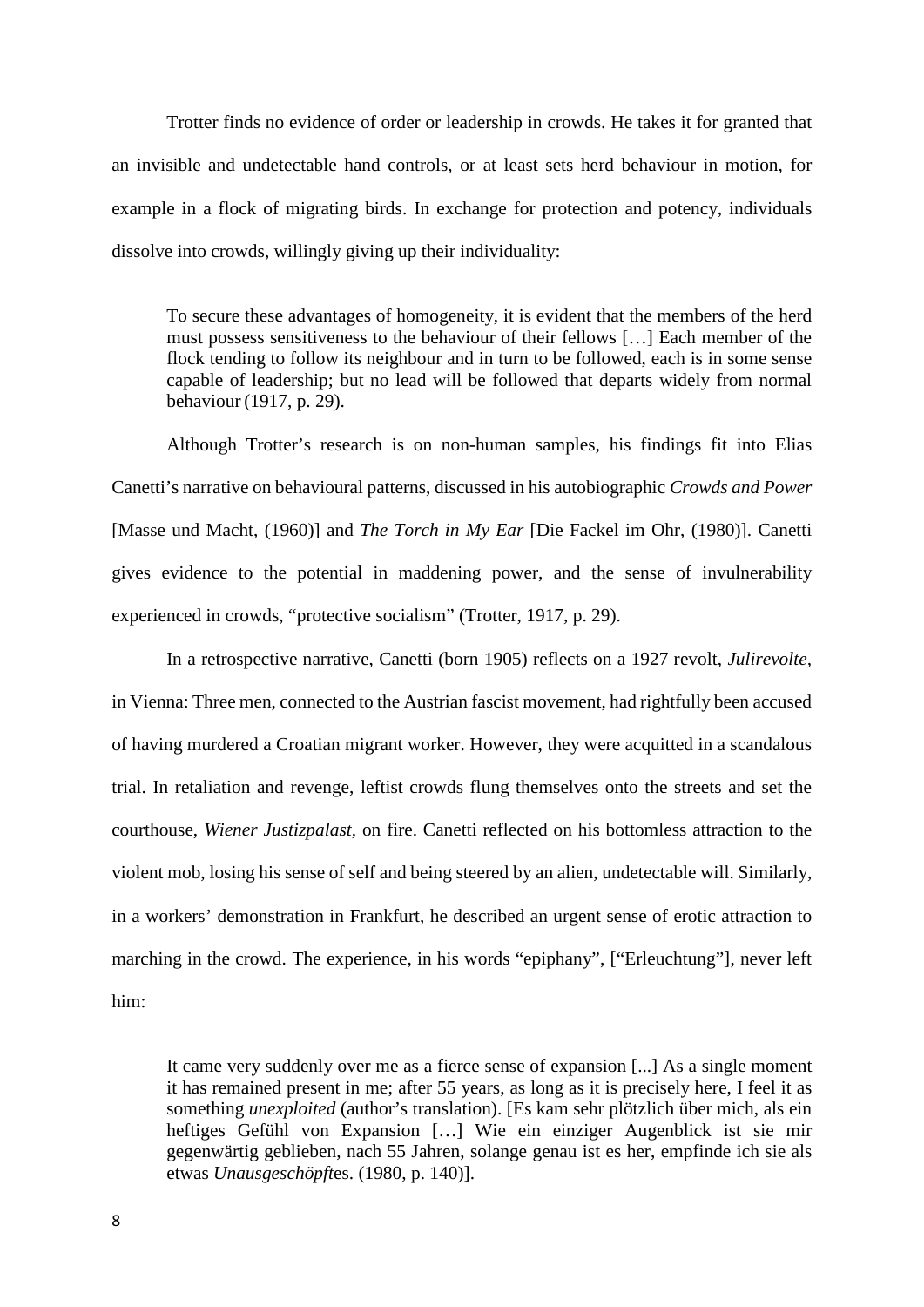Trotter finds no evidence of order or leadership in crowds. He takes it for granted that an invisible and undetectable hand controls, or at least sets herd behaviour in motion, for example in a flock of migrating birds. In exchange for protection and potency, individuals dissolve into crowds, willingly giving up their individuality:

> To secure these advantages of homogeneity, it is evident that the members of the herd must possess sensitiveness to the behaviour of their fellows […] Each member of the flock tending to follow its neighbour and in turn to be followed, each is in some sense capable of leadership; but no lead will be followed that departs widely from normal behaviour (1917, p. 29).

Although Trotter's research is on non-human samples, his findings fit into Elias Canetti's narrative on behavioural patterns, discussed in his autobiographic *Crowds and Power* [Masse und Macht, (1960)] and *The Torch in My Ear* [Die Fackel im Ohr, (1980)]. Canetti gives evidence to the potential in maddening power, and the sense of invulnerability experienced in crowds, "protective socialism" (Trotter, 1917, p. 29).

In a retrospective narrative, Canetti (born 1905) reflects on a 1927 revolt, *Julirevolte*, in Vienna: Three men, connected to the Austrian fascist movement, had rightfully been accused of having murdered a Croatian migrant worker. However, they were acquitted in a scandalous trial. In retaliation and revenge, leftist crowds flung themselves onto the streets and set the courthouse, *Wiener Justizpalast*, on fire. Canetti reflected on his bottomless attraction to the violent mob, losing his sense of self and being steered by an alien, undetectable will. Similarly, in a workers' demonstration in Frankfurt, he described an urgent sense of erotic attraction to marching in the crowd. The experience, in his words "epiphany", ["Erleuchtung"], never left him:

> It came very suddenly over me as a fierce sense of expansion [...] As a single moment it has remained present in me; after 55 years, as long as it is precisely here, I feel it as something *unexploited* (author's translation). [Es kam sehr plötzlich über mich, als ein heftiges Gefühl von Expansion […] Wie ein einziger Augenblick ist sie mir gegenwärtig geblieben, nach 55 Jahren, solange genau ist es her, empfinde ich sie als etwas *Unausgeschöpft*es. (1980, p. 140)].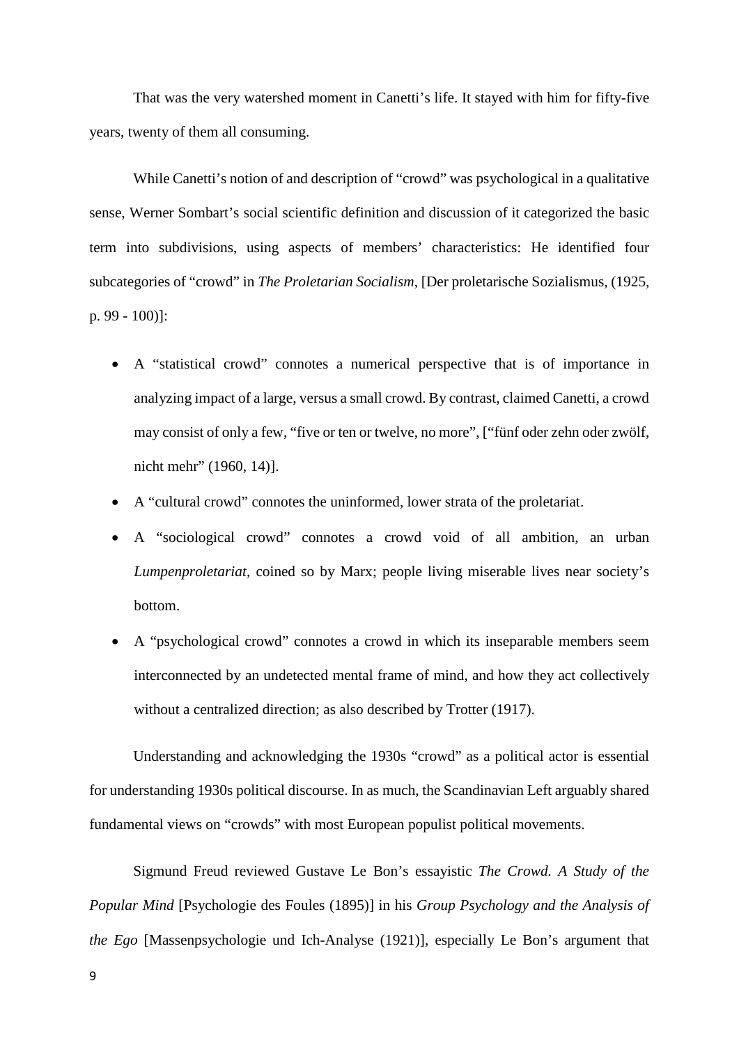That was the very watershed moment in Canetti's life. It stayed with him for fifty-five years, twenty of them all consuming.

While Canetti's notion of and description of "crowd" was psychological in a qualitative sense, Werner Sombart's social scientific definition and discussion of it categorized the basic term into subdivisions, using aspects of members' characteristics: He identified four subcategories of "crowd" in *The Proletarian Socialism*, [Der proletarische Sozialismus, (1925, p. 99 - 100)]:

- A "statistical crowd" connotes a numerical perspective that is of importance in analyzing impact of a large, versus a small crowd. By contrast, claimed Canetti, a crowd may consist of only a few, "five or ten or twelve, no more", ["fünf oder zehn oder zwölf, nicht mehr" (1960, 14)].
- A "cultural crowd" connotes the uninformed, lower strata of the proletariat.
- A "sociological crowd" connotes a crowd void of all ambition, an urban *Lumpenproletariat*, coined so by Marx; people living miserable lives near society's bottom.
- A "psychological crowd" connotes a crowd in which its inseparable members seem interconnected by an undetected mental frame of mind, and how they act collectively without a centralized direction; as also described by Trotter (1917).

Understanding and acknowledging the 1930s "crowd" as a political actor is essential for understanding 1930s political discourse. In as much, the Scandinavian Left arguably shared fundamental views on "crowds" with most European populist political movements.

Sigmund Freud reviewed Gustave Le Bon's essayistic *The Crowd. A Study of the Popular Mind* [Psychologie des Foules (1895)] in his *Group Psychology and the Analysis of the Ego* [Massenpsychologie und Ich-Analyse (1921)], especially Le Bon's argument that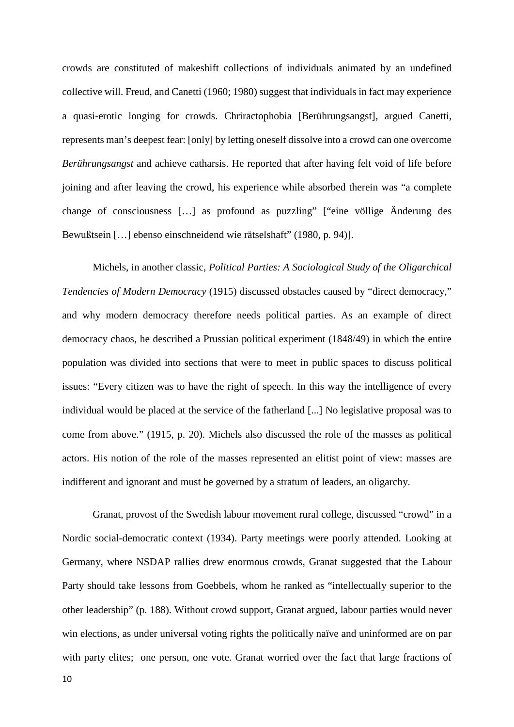crowds are constituted of makeshift collections of individuals animated by an undefined collective will. Freud, and Canetti (1960; 1980) suggest that individuals in fact may experience a quasi-erotic longing for crowds. Chriractophobia [Berührungsangst], argued Canetti, represents man's deepest fear: [only] by letting oneself dissolve into a crowd can one overcome *Berührungsangst* and achieve catharsis. He reported that after having felt void of life before joining and after leaving the crowd, his experience while absorbed therein was "a complete change of consciousness […] as profound as puzzling" ["eine völlige Änderung des Bewußtsein […] ebenso einschneidend wie rätselshaft" (1980, p. 94)].

Michels, in another classic, *Political Parties: A Sociological Study of the Oligarchical Tendencies of Modern Democracy* (1915) discussed obstacles caused by "direct democracy," and why modern democracy therefore needs political parties. As an example of direct democracy chaos, he described a Prussian political experiment (1848/49) in which the entire population was divided into sections that were to meet in public spaces to discuss political issues: "Every citizen was to have the right of speech. In this way the intelligence of every individual would be placed at the service of the fatherland [...] No legislative proposal was to come from above." (1915, p. 20). Michels also discussed the role of the masses as political actors. His notion of the role of the masses represented an elitist point of view: masses are indifferent and ignorant and must be governed by a stratum of leaders, an oligarchy.

Granat, provost of the Swedish labour movement rural college, discussed "crowd" in a Nordic social-democratic context (1934). Party meetings were poorly attended. Looking at Germany, where NSDAP rallies drew enormous crowds, Granat suggested that the Labour Party should take lessons from Goebbels, whom he ranked as "intellectually superior to the other leadership" (p. 188). Without crowd support, Granat argued, labour parties would never win elections, as under universal voting rights the politically naïve and uninformed are on par with party elites; one person, one vote. Granat worried over the fact that large fractions of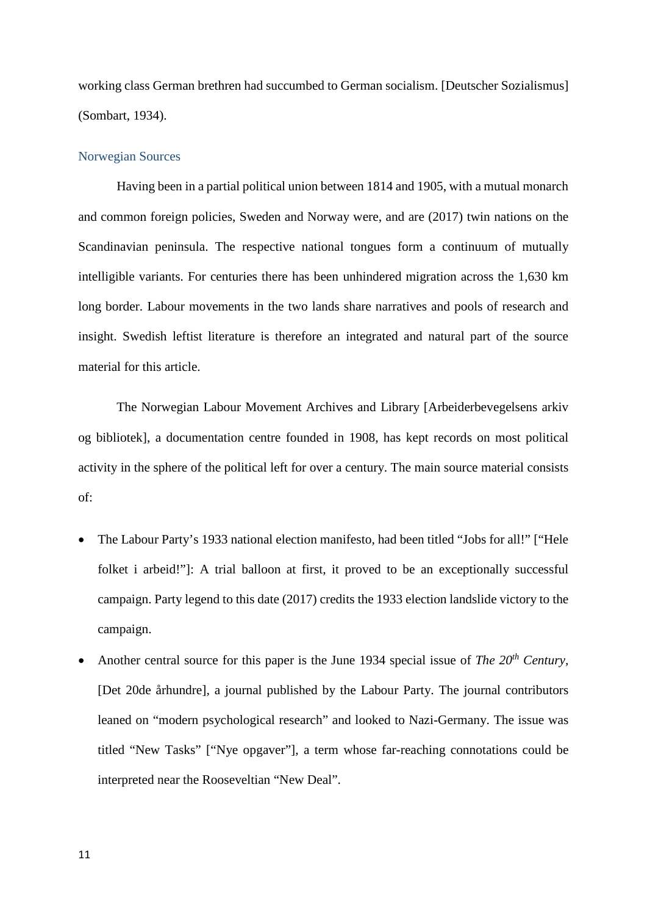working class German brethren had succumbed to German socialism. [Deutscher Sozialismus] (Sombart, 1934).

### Norwegian Sources

Having been in a partial political union between 1814 and 1905, with a mutual monarch and common foreign policies, Sweden and Norway were, and are (2017) twin nations on the Scandinavian peninsula. The respective national tongues form a continuum of mutually intelligible variants. For centuries there has been unhindered migration across the 1,630 km long border. Labour movements in the two lands share narratives and pools of research and insight. Swedish leftist literature is therefore an integrated and natural part of the source material for this article.

The Norwegian Labour Movement Archives and Library [Arbeiderbevegelsens arkiv og bibliotek], a documentation centre founded in 1908, has kept records on most political activity in the sphere of the political left for over a century. The main source material consists of:

- The Labour Party's 1933 national election manifesto, had been titled "Jobs for all!" ["Hele folket i arbeid!"]: A trial balloon at first, it proved to be an exceptionally successful campaign. Party legend to this date (2017) credits the 1933 election landslide victory to the campaign.
- Another central source for this paper is the June 1934 special issue of *The 20th Century*, [Det 20de århundre], a journal published by the Labour Party. The journal contributors leaned on "modern psychological research" and looked to Nazi-Germany. The issue was titled "New Tasks" ["Nye opgaver"], a term whose far-reaching connotations could be interpreted near the Rooseveltian "New Deal".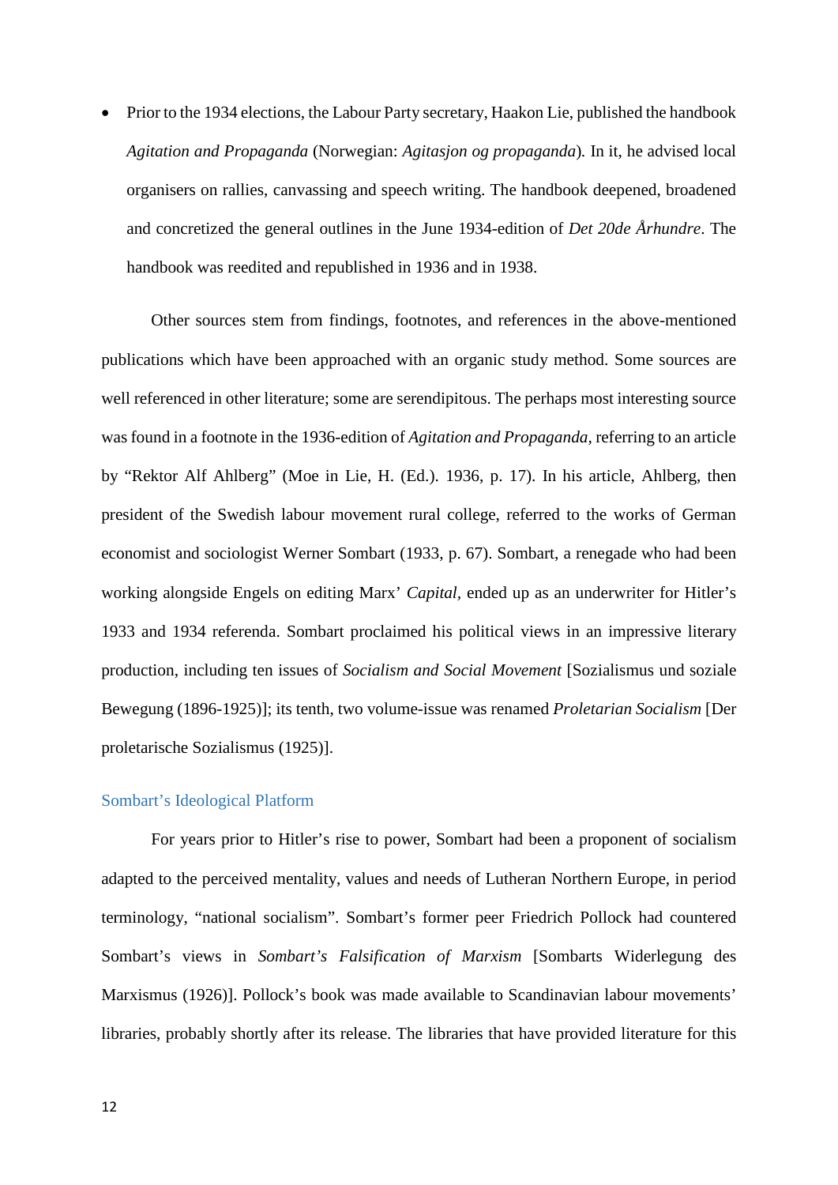- Prior to the 1934 elections, the Labour Party secretary, Haakon Lie, published the handbook *Agitation and Propaganda* (Norwegian: *Agitasjon og propaganda*). In it, he advised local organisers on rallies, canvassing and speech writing. The handbook deepened, broadened and concretized the general outlines in the June 1934-edition of *Det 20de Århundre*. The handbook was reedited and republished in 1936 and in 1938.

Other sources stem from findings, footnotes, and references in the above-mentioned publications which have been approached with an organic study method. Some sources are well referenced in other literature; some are serendipitous. The perhaps most interesting source was found in a footnote in the 1936-edition of *Agitation and Propaganda*, referring to an article by "Rektor Alf Ahlberg" (Moe in Lie, H. (Ed.). 1936, p. 17). In his article, Ahlberg, then president of the Swedish labour movement rural college, referred to the works of German economist and sociologist Werner Sombart (1933, p. 67). Sombart, a renegade who had been working alongside Engels on editing Marx' *Capital*, ended up as an underwriter for Hitler's 1933 and 1934 referenda. Sombart proclaimed his political views in an impressive literary production, including ten issues of *Socialism and Social Movement* [Sozialismus und soziale Bewegung (1896-1925)]; its tenth, two volume-issue was renamed *Proletarian Socialism* [Der proletarische Sozialismus (1925)].

## Sombart's Ideological Platform

For years prior to Hitler's rise to power, Sombart had been a proponent of socialism adapted to the perceived mentality, values and needs of Lutheran Northern Europe, in period terminology, "national socialism". Sombart's former peer Friedrich Pollock had countered Sombart's views in *Sombart's Falsification of Marxism* [Sombarts Widerlegung des Marxismus (1926)]. Pollock's book was made available to Scandinavian labour movements' libraries, probably shortly after its release. The libraries that have provided literature for this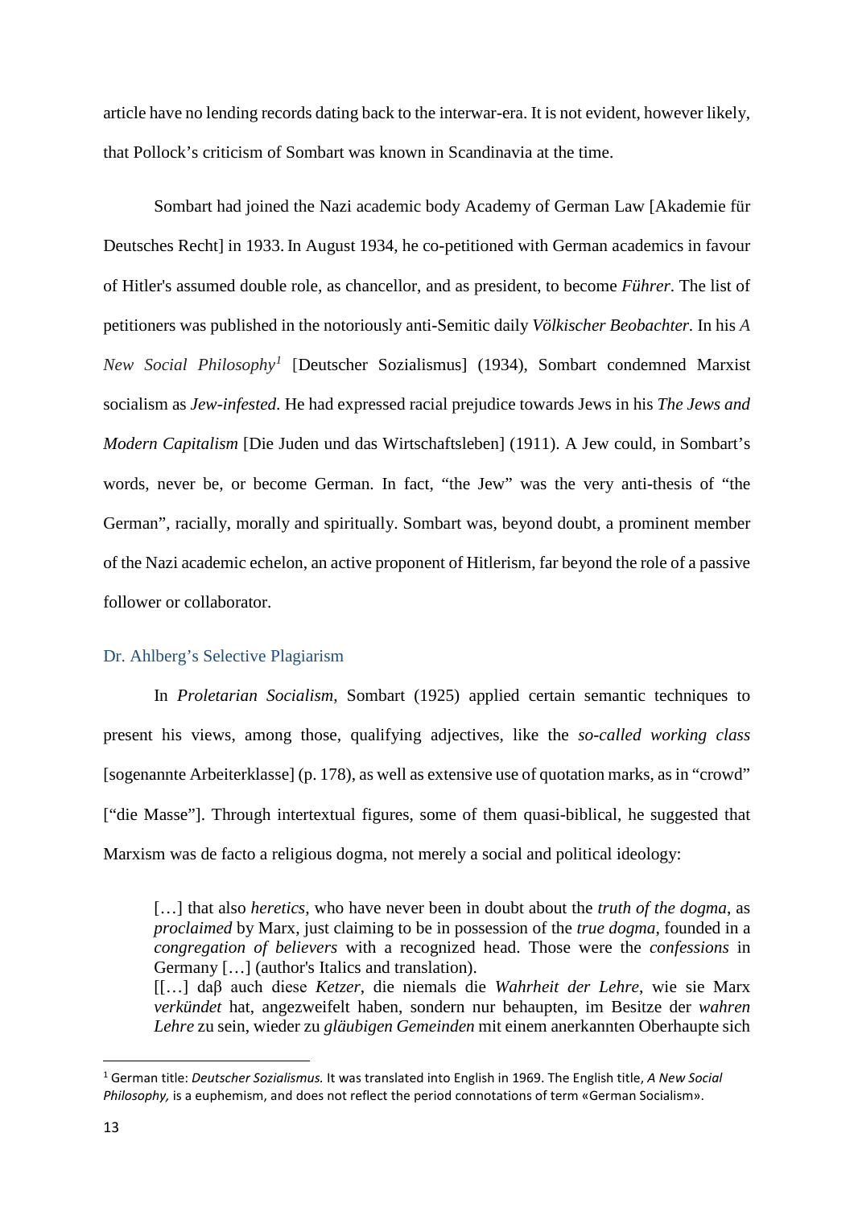article have no lending records dating back to the interwar-era. It is not evident, however likely, that Pollock's criticism of Sombart was known in Scandinavia at the time.

Sombart had joined the Nazi academic body Academy of German Law [Akademie für Deutsches Recht] in 1933. In August 1934, he co-petitioned with German academics in favour of Hitler's assumed double role, as chancellor, and as president, to become *Führer*. The list of petitioners was published in the notoriously anti-Semitic daily *Völkischer Beobachter*. In his *A New Social Philosophy*[1] [Deutscher Sozialismus] (1934), Sombart condemned Marxist socialism as *Jew-infested*. He had expressed racial prejudice towards Jews in his *The Jews and Modern Capitalism* [Die Juden und das Wirtschaftsleben] (1911). A Jew could, in Sombart's words, never be, or become German. In fact, "the Jew" was the very anti-thesis of "the German", racially, morally and spiritually. Sombart was, beyond doubt, a prominent member of the Nazi academic echelon, an active proponent of Hitlerism, far beyond the role of a passive follower or collaborator.

## Dr. Ahlberg's Selective Plagiarism

In *Proletarian Socialism*, Sombart (1925) applied certain semantic techniques to present his views, among those, qualifying adjectives, like the *so-called working class* [sogenannte Arbeiterklasse] (p. 178), as well as extensive use of quotation marks, as in "crowd" ["die Masse"]. Through intertextual figures, some of them quasi-biblical, he suggested that Marxism was de facto a religious dogma, not merely a social and political ideology:

> […] that also *heretics*, who have never been in doubt about the *truth of the dogma*, as *proclaimed* by Marx, just claiming to be in possession of the *true dogma*, founded in a *congregation of believers* with a recognized head. Those were the *confessions* in Germany […] (author's Italics and translation).
> [[…] daβ auch diese *Ketzer*, die niemals die *Wahrheit der Lehre*, wie sie Marx *verkündet* hat, angezweifelt haben, sondern nur behaupten, im Besitze der *wahren Lehre* zu sein, wieder zu *gläubigen Gemeinden* mit einem anerkannten Oberhaupte sich

---

[1] German title: *Deutscher Sozialismus.* It was translated into English in 1969. The English title, *A New Social Philosophy,* is a euphemism, and does not reflect the period connotations of term «German Socialism».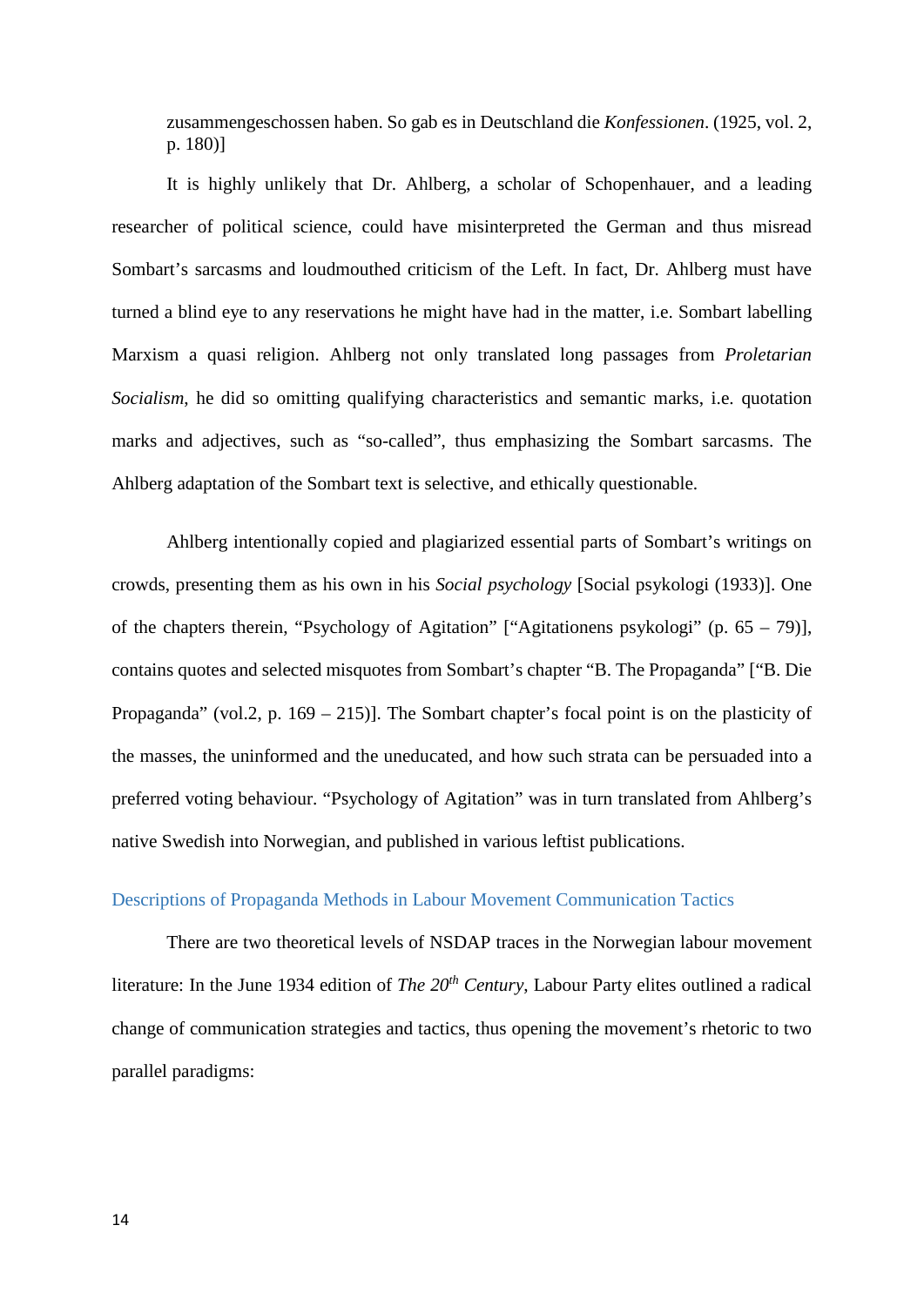zusammengeschossen haben. So gab es in Deutschland die *Konfessionen*. (1925, vol. 2, p. 180)]

It is highly unlikely that Dr. Ahlberg, a scholar of Schopenhauer, and a leading researcher of political science, could have misinterpreted the German and thus misread Sombart's sarcasms and loudmouthed criticism of the Left. In fact, Dr. Ahlberg must have turned a blind eye to any reservations he might have had in the matter, i.e. Sombart labelling Marxism a quasi religion. Ahlberg not only translated long passages from *Proletarian Socialism*, he did so omitting qualifying characteristics and semantic marks, i.e. quotation marks and adjectives, such as "so-called", thus emphasizing the Sombart sarcasms. The Ahlberg adaptation of the Sombart text is selective, and ethically questionable.

Ahlberg intentionally copied and plagiarized essential parts of Sombart's writings on crowds, presenting them as his own in his *Social psychology* [Social psykologi (1933)]. One of the chapters therein, "Psychology of Agitation" ["Agitationens psykologi" (p. 65 – 79)], contains quotes and selected misquotes from Sombart's chapter "B. The Propaganda" ["B. Die Propaganda" (vol.2, p. 169 – 215)]. The Sombart chapter's focal point is on the plasticity of the masses, the uninformed and the uneducated, and how such strata can be persuaded into a preferred voting behaviour. "Psychology of Agitation" was in turn translated from Ahlberg's native Swedish into Norwegian, and published in various leftist publications.

## Descriptions of Propaganda Methods in Labour Movement Communication Tactics

There are two theoretical levels of NSDAP traces in the Norwegian labour movement literature: In the June 1934 edition of *The 20th Century*, Labour Party elites outlined a radical change of communication strategies and tactics, thus opening the movement's rhetoric to two parallel paradigms: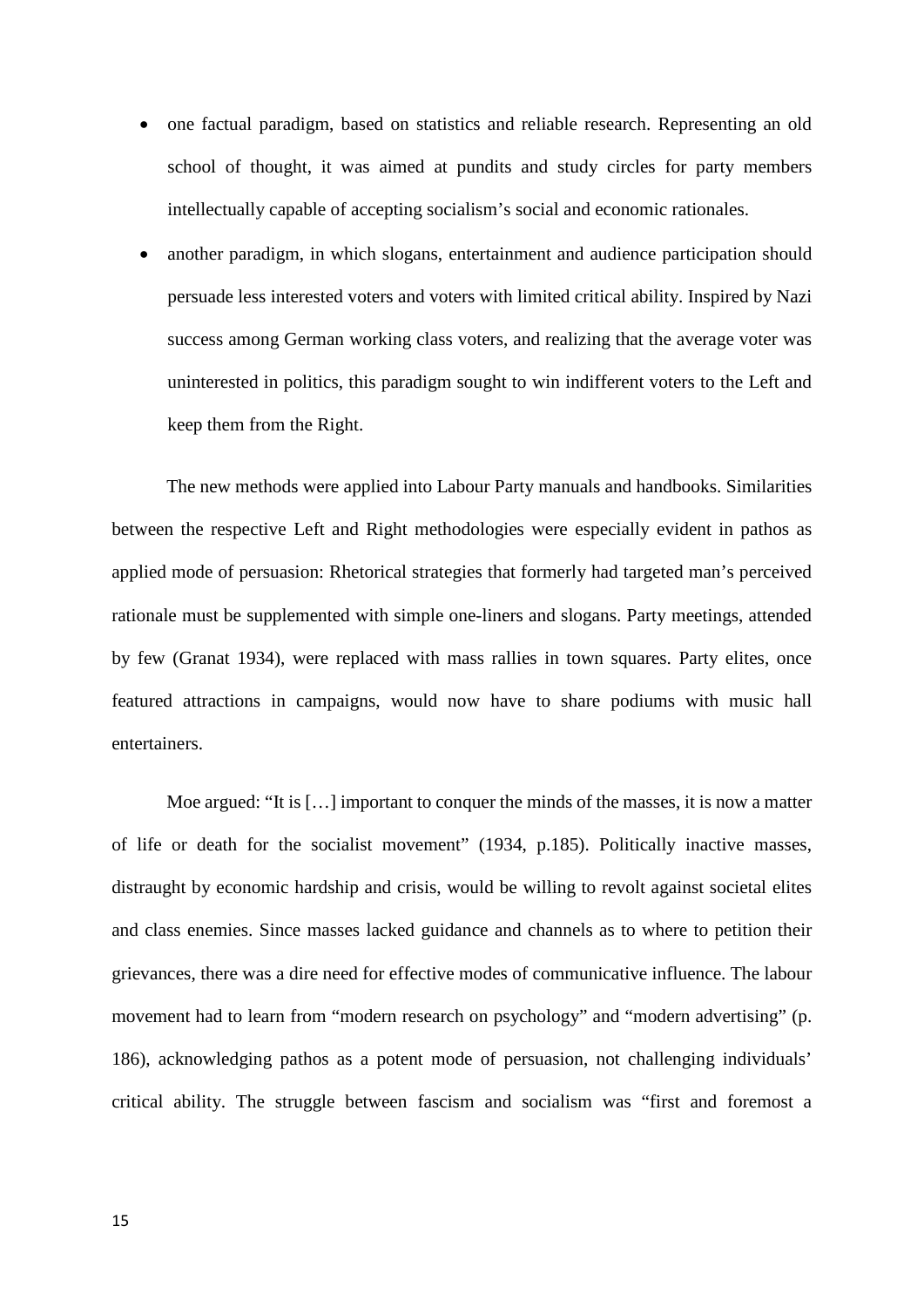- one factual paradigm, based on statistics and reliable research. Representing an old school of thought, it was aimed at pundits and study circles for party members intellectually capable of accepting socialism's social and economic rationales.
- another paradigm, in which slogans, entertainment and audience participation should persuade less interested voters and voters with limited critical ability. Inspired by Nazi success among German working class voters, and realizing that the average voter was uninterested in politics, this paradigm sought to win indifferent voters to the Left and keep them from the Right.

The new methods were applied into Labour Party manuals and handbooks. Similarities between the respective Left and Right methodologies were especially evident in pathos as applied mode of persuasion: Rhetorical strategies that formerly had targeted man's perceived rationale must be supplemented with simple one-liners and slogans. Party meetings, attended by few (Granat 1934), were replaced with mass rallies in town squares. Party elites, once featured attractions in campaigns, would now have to share podiums with music hall entertainers.

Moe argued: "It is […] important to conquer the minds of the masses, it is now a matter of life or death for the socialist movement" (1934, p.185). Politically inactive masses, distraught by economic hardship and crisis, would be willing to revolt against societal elites and class enemies. Since masses lacked guidance and channels as to where to petition their grievances, there was a dire need for effective modes of communicative influence. The labour movement had to learn from "modern research on psychology" and "modern advertising" (p. 186), acknowledging pathos as a potent mode of persuasion, not challenging individuals' critical ability. The struggle between fascism and socialism was "first and foremost a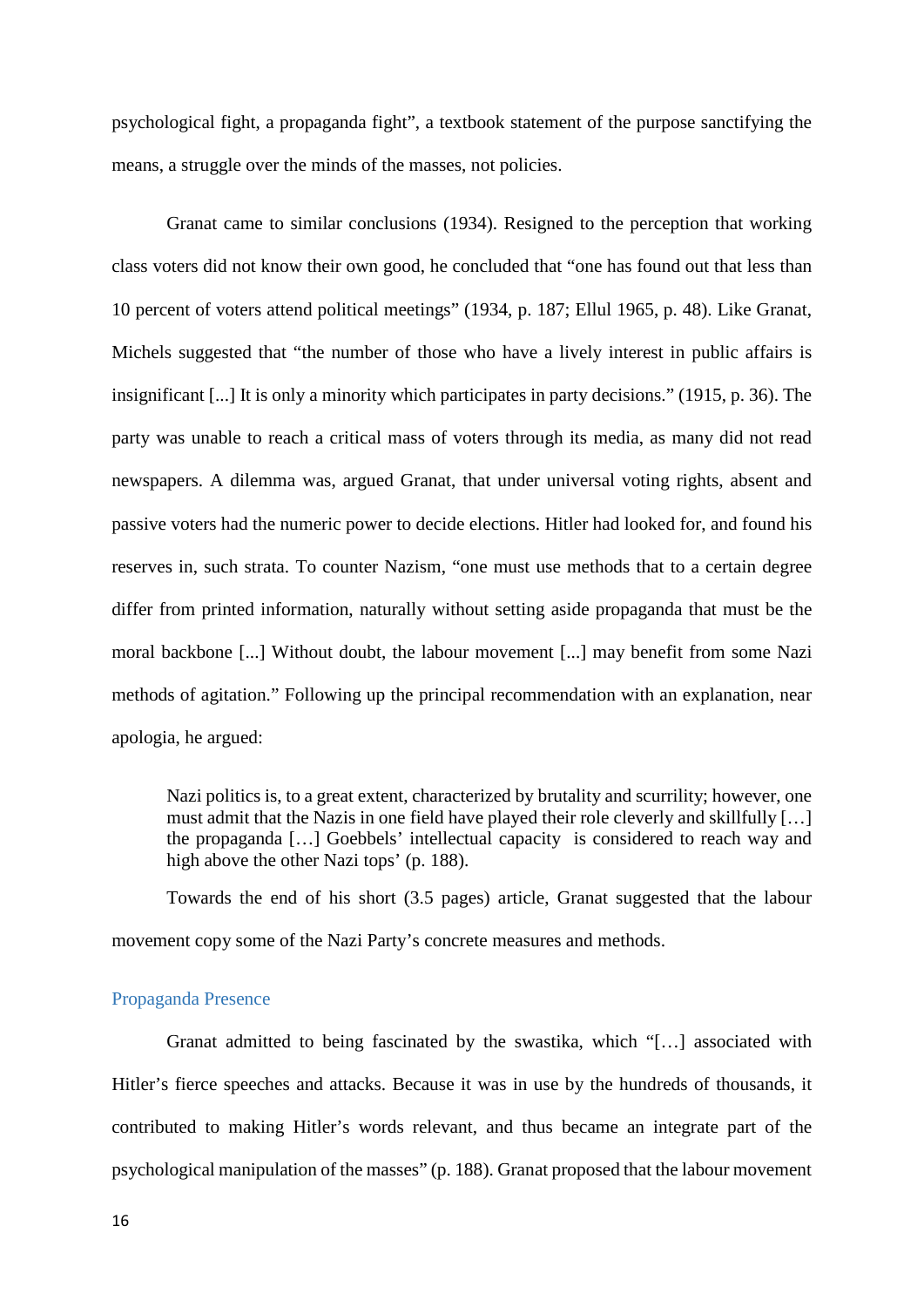psychological fight, a propaganda fight", a textbook statement of the purpose sanctifying the means, a struggle over the minds of the masses, not policies.

Granat came to similar conclusions (1934). Resigned to the perception that working class voters did not know their own good, he concluded that "one has found out that less than 10 percent of voters attend political meetings" (1934, p. 187; Ellul 1965, p. 48). Like Granat, Michels suggested that "the number of those who have a lively interest in public affairs is insignificant [...] It is only a minority which participates in party decisions." (1915, p. 36). The party was unable to reach a critical mass of voters through its media, as many did not read newspapers. A dilemma was, argued Granat, that under universal voting rights, absent and passive voters had the numeric power to decide elections. Hitler had looked for, and found his reserves in, such strata. To counter Nazism, "one must use methods that to a certain degree differ from printed information, naturally without setting aside propaganda that must be the moral backbone [...] Without doubt, the labour movement [...] may benefit from some Nazi methods of agitation." Following up the principal recommendation with an explanation, near apologia, he argued:

> Nazi politics is, to a great extent, characterized by brutality and scurrility; however, one must admit that the Nazis in one field have played their role cleverly and skillfully […] the propaganda […] Goebbels' intellectual capacity is considered to reach way and high above the other Nazi tops' (p. 188).

Towards the end of his short (3.5 pages) article, Granat suggested that the labour movement copy some of the Nazi Party's concrete measures and methods.

## Propaganda Presence

Granat admitted to being fascinated by the swastika, which "[…] associated with Hitler's fierce speeches and attacks. Because it was in use by the hundreds of thousands, it contributed to making Hitler's words relevant, and thus became an integrate part of the psychological manipulation of the masses" (p. 188). Granat proposed that the labour movement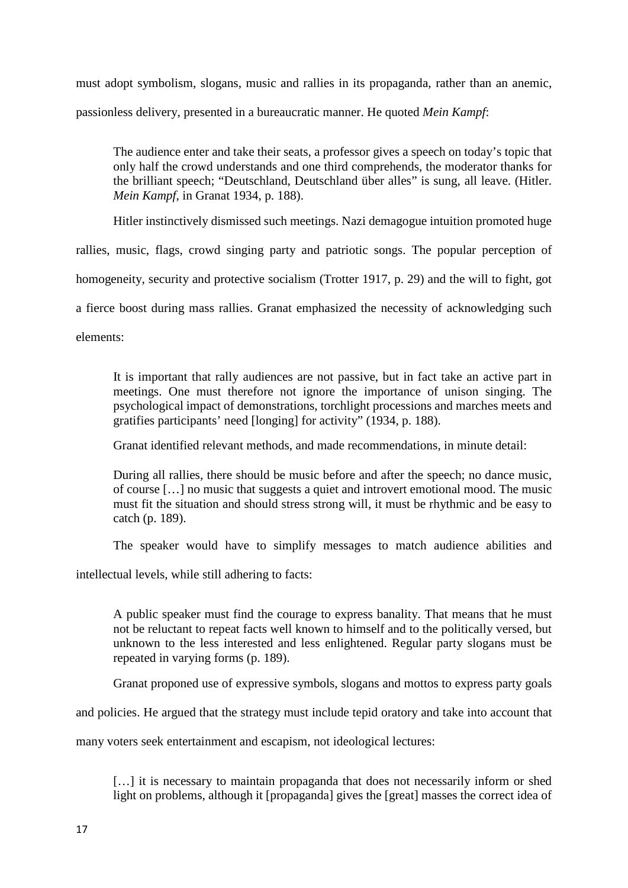must adopt symbolism, slogans, music and rallies in its propaganda, rather than an anemic, passionless delivery, presented in a bureaucratic manner. He quoted *Mein Kampf*:

> The audience enter and take their seats, a professor gives a speech on today's topic that only half the crowd understands and one third comprehends, the moderator thanks for the brilliant speech; "Deutschland, Deutschland über alles" is sung, all leave. (Hitler. *Mein Kampf*, in Granat 1934, p. 188).

Hitler instinctively dismissed such meetings. Nazi demagogue intuition promoted huge rallies, music, flags, crowd singing party and patriotic songs. The popular perception of homogeneity, security and protective socialism (Trotter 1917, p. 29) and the will to fight, got a fierce boost during mass rallies. Granat emphasized the necessity of acknowledging such elements:

> It is important that rally audiences are not passive, but in fact take an active part in meetings. One must therefore not ignore the importance of unison singing. The psychological impact of demonstrations, torchlight processions and marches meets and gratifies participants' need [longing] for activity" (1934, p. 188).

Granat identified relevant methods, and made recommendations, in minute detail:

> During all rallies, there should be music before and after the speech; no dance music, of course […] no music that suggests a quiet and introvert emotional mood. The music must fit the situation and should stress strong will, it must be rhythmic and be easy to catch (p. 189).

The speaker would have to simplify messages to match audience abilities and intellectual levels, while still adhering to facts:

> A public speaker must find the courage to express banality. That means that he must not be reluctant to repeat facts well known to himself and to the politically versed, but unknown to the less interested and less enlightened. Regular party slogans must be repeated in varying forms (p. 189).

Granat proponed use of expressive symbols, slogans and mottos to express party goals and policies. He argued that the strategy must include tepid oratory and take into account that many voters seek entertainment and escapism, not ideological lectures:

> […] it is necessary to maintain propaganda that does not necessarily inform or shed light on problems, although it [propaganda] gives the [great] masses the correct idea of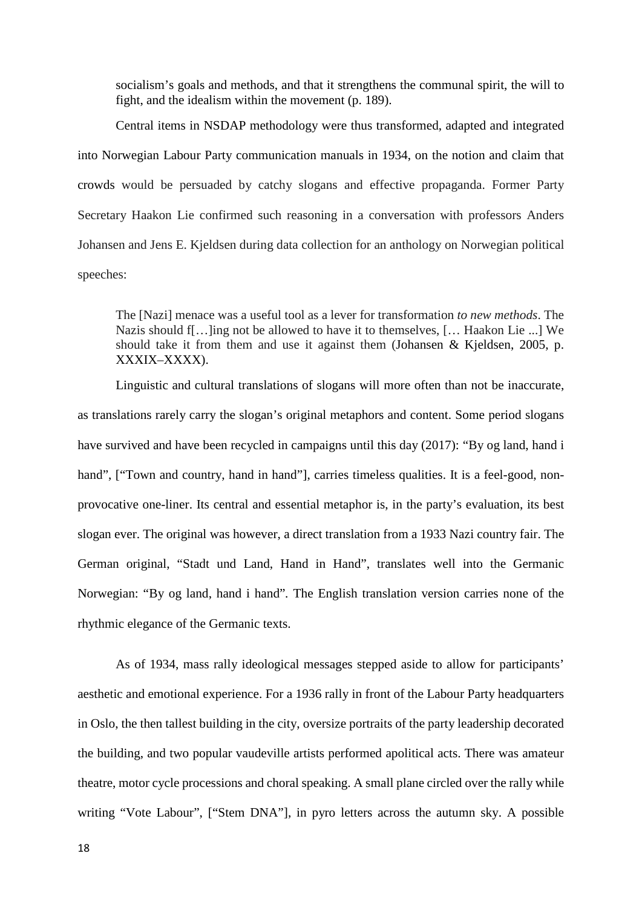> socialism's goals and methods, and that it strengthens the communal spirit, the will to fight, and the idealism within the movement (p. 189).

Central items in NSDAP methodology were thus transformed, adapted and integrated into Norwegian Labour Party communication manuals in 1934, on the notion and claim that crowds would be persuaded by catchy slogans and effective propaganda. Former Party Secretary Haakon Lie confirmed such reasoning in a conversation with professors Anders Johansen and Jens E. Kjeldsen during data collection for an anthology on Norwegian political speeches:

> The [Nazi] menace was a useful tool as a lever for transformation *to new methods*. The Nazis should f[…]ing not be allowed to have it to themselves, [… Haakon Lie ...] We should take it from them and use it against them (Johansen & Kjeldsen, 2005, p. XXXIX–XXXX).

Linguistic and cultural translations of slogans will more often than not be inaccurate, as translations rarely carry the slogan's original metaphors and content. Some period slogans have survived and have been recycled in campaigns until this day (2017): "By og land, hand i hand", ["Town and country, hand in hand"], carries timeless qualities. It is a feel-good, non-provocative one-liner. Its central and essential metaphor is, in the party's evaluation, its best slogan ever. The original was however, a direct translation from a 1933 Nazi country fair. The German original, "Stadt und Land, Hand in Hand", translates well into the Germanic Norwegian: "By og land, hand i hand". The English translation version carries none of the rhythmic elegance of the Germanic texts.

As of 1934, mass rally ideological messages stepped aside to allow for participants' aesthetic and emotional experience. For a 1936 rally in front of the Labour Party headquarters in Oslo, the then tallest building in the city, oversize portraits of the party leadership decorated the building, and two popular vaudeville artists performed apolitical acts. There was amateur theatre, motor cycle processions and choral speaking. A small plane circled over the rally while writing "Vote Labour", ["Stem DNA"], in pyro letters across the autumn sky. A possible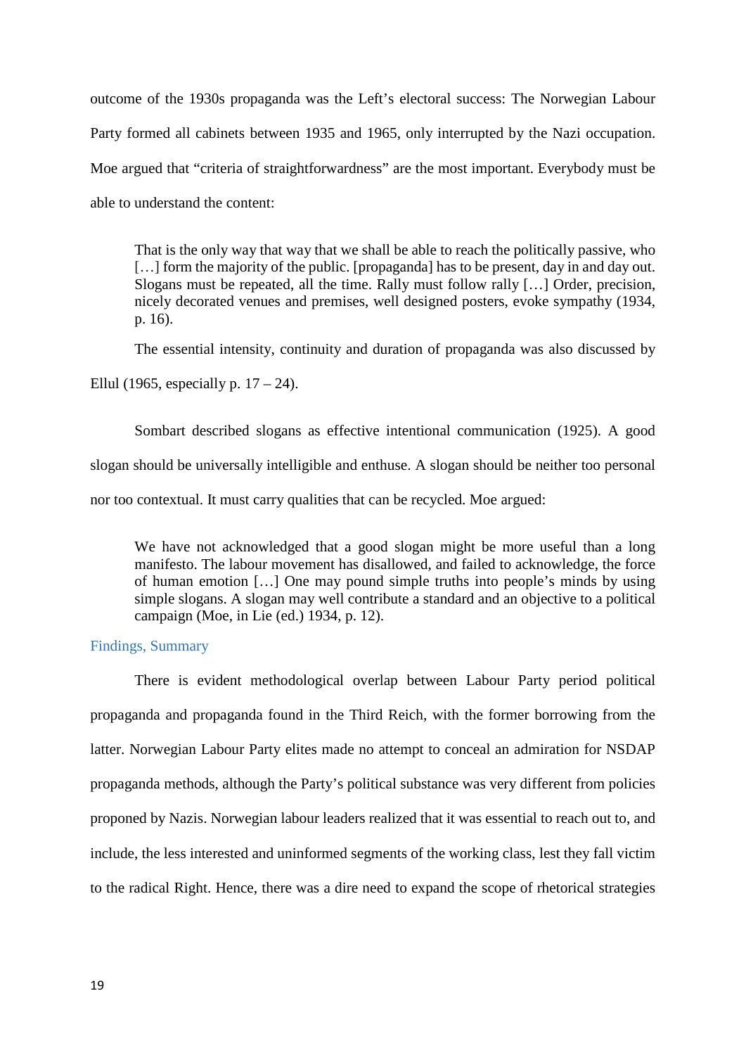outcome of the 1930s propaganda was the Left's electoral success: The Norwegian Labour Party formed all cabinets between 1935 and 1965, only interrupted by the Nazi occupation. Moe argued that "criteria of straightforwardness" are the most important. Everybody must be able to understand the content:

> That is the only way that way that we shall be able to reach the politically passive, who […] form the majority of the public. [propaganda] has to be present, day in and day out. Slogans must be repeated, all the time. Rally must follow rally […] Order, precision, nicely decorated venues and premises, well designed posters, evoke sympathy (1934, p. 16).

The essential intensity, continuity and duration of propaganda was also discussed by Ellul (1965, especially p. 17 – 24).

Sombart described slogans as effective intentional communication (1925). A good slogan should be universally intelligible and enthuse. A slogan should be neither too personal nor too contextual. It must carry qualities that can be recycled. Moe argued:

> We have not acknowledged that a good slogan might be more useful than a long manifesto. The labour movement has disallowed, and failed to acknowledge, the force of human emotion […] One may pound simple truths into people's minds by using simple slogans. A slogan may well contribute a standard and an objective to a political campaign (Moe, in Lie (ed.) 1934, p. 12).

### Findings, Summary

There is evident methodological overlap between Labour Party period political propaganda and propaganda found in the Third Reich, with the former borrowing from the latter. Norwegian Labour Party elites made no attempt to conceal an admiration for NSDAP propaganda methods, although the Party's political substance was very different from policies proponed by Nazis. Norwegian labour leaders realized that it was essential to reach out to, and include, the less interested and uninformed segments of the working class, lest they fall victim to the radical Right. Hence, there was a dire need to expand the scope of rhetorical strategies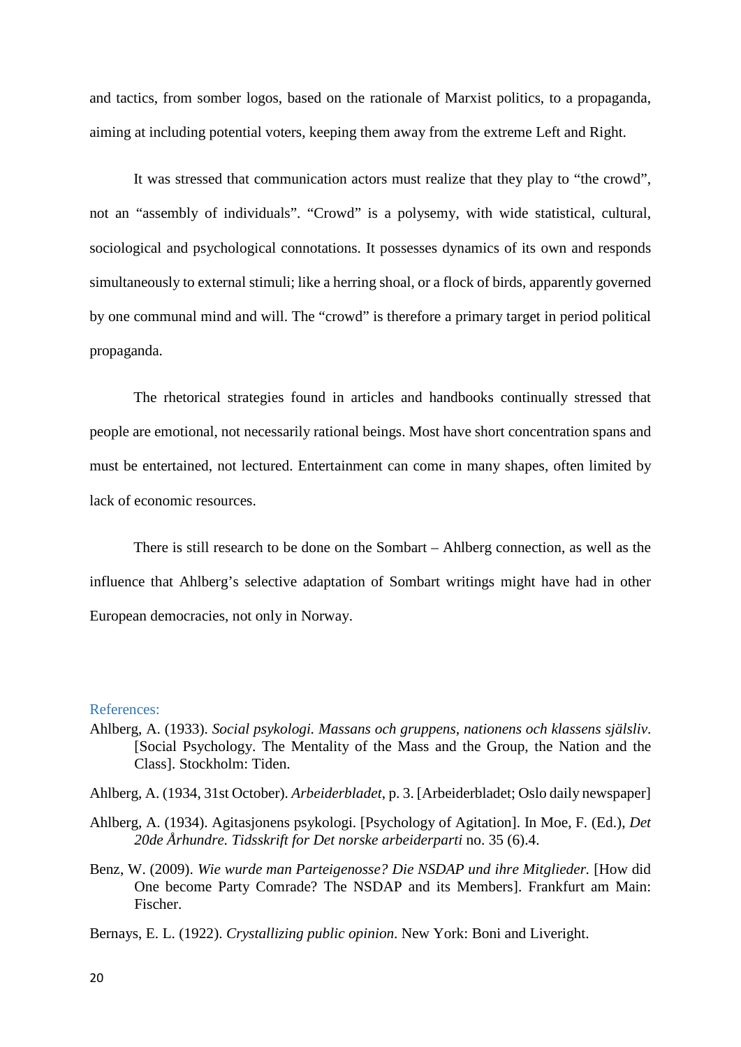and tactics, from somber logos, based on the rationale of Marxist politics, to a propaganda, aiming at including potential voters, keeping them away from the extreme Left and Right.

It was stressed that communication actors must realize that they play to "the crowd", not an "assembly of individuals". "Crowd" is a polysemy, with wide statistical, cultural, sociological and psychological connotations. It possesses dynamics of its own and responds simultaneously to external stimuli; like a herring shoal, or a flock of birds, apparently governed by one communal mind and will. The "crowd" is therefore a primary target in period political propaganda.

The rhetorical strategies found in articles and handbooks continually stressed that people are emotional, not necessarily rational beings. Most have short concentration spans and must be entertained, not lectured. Entertainment can come in many shapes, often limited by lack of economic resources.

There is still research to be done on the Sombart – Ahlberg connection, as well as the influence that Ahlberg's selective adaptation of Sombart writings might have had in other European democracies, not only in Norway.

## References:

Ahlberg, A. (1933). *Social psykologi. Massans och gruppens, nationens och klassens själsliv*. [Social Psychology. The Mentality of the Mass and the Group, the Nation and the Class]. Stockholm: Tiden.

Ahlberg, A. (1934, 31st October). *Arbeiderbladet*, p. 3. [Arbeiderbladet; Oslo daily newspaper]

Ahlberg, A. (1934). Agitasjonens psykologi. [Psychology of Agitation]. In Moe, F. (Ed.), *Det 20de Århundre. Tidsskrift for Det norske arbeiderparti* no. 35 (6).4.

Benz, W. (2009). *Wie wurde man Parteigenosse? Die NSDAP und ihre Mitglieder.* [How did One become Party Comrade? The NSDAP and its Members]. Frankfurt am Main: Fischer.

Bernays, E. L. (1922). *Crystallizing public opinion*. New York: Boni and Liveright.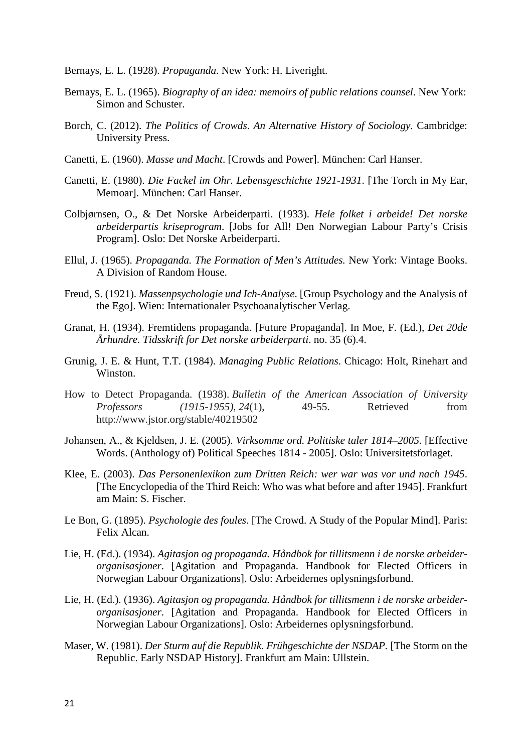Bernays, E. L. (1928). *Propaganda*. New York: H. Liveright.

Bernays, E. L. (1965). *Biography of an idea: memoirs of public relations counsel*. New York: Simon and Schuster.

Borch, C. (2012). *The Politics of Crowds*. *An Alternative History of Sociology*. Cambridge: University Press.

Canetti, E. (1960). *Masse und Macht*. [Crowds and Power]. München: Carl Hanser.

Canetti, E. (1980). *Die Fackel im Ohr. Lebensgeschichte 1921-1931*. [The Torch in My Ear, Memoar]. München: Carl Hanser.

Colbjørnsen, O., & Det Norske Arbeiderparti. (1933). *Hele folket i arbeide! Det norske arbeiderpartis kriseprogram*. [Jobs for All! Den Norwegian Labour Party's Crisis Program]. Oslo: Det Norske Arbeiderparti.

Ellul, J. (1965). *Propaganda. The Formation of Men's Attitudes.* New York: Vintage Books. A Division of Random House.

Freud, S. (1921). *Massenpsychologie und Ich-Analyse*. [Group Psychology and the Analysis of the Ego]. Wien: Internationaler Psychoanalytischer Verlag.

Granat, H. (1934). Fremtidens propaganda. [Future Propaganda]. In Moe, F. (Ed.), *Det 20de Århundre. Tidsskrift for Det norske arbeiderparti*. no. 35 (6).4.

Grunig, J. E. & Hunt, T.T. (1984). *Managing Public Relations*. Chicago: Holt, Rinehart and Winston.

How to Detect Propaganda. (1938). *Bulletin of the American Association of University Professors (1915-1955), 24*(1), 49-55. Retrieved from http://www.jstor.org/stable/40219502

Johansen, A., & Kjeldsen, J. E. (2005). *Virksomme ord. Politiske taler 1814–2005*. [Effective Words. (Anthology of) Political Speeches 1814 - 2005]. Oslo: Universitetsforlaget.

Klee, E. (2003). *Das Personenlexikon zum Dritten Reich: wer war was vor und nach 1945*. [The Encyclopedia of the Third Reich: Who was what before and after 1945]. Frankfurt am Main: S. Fischer.

Le Bon, G. (1895). *Psychologie des foules*. [The Crowd. A Study of the Popular Mind]. Paris: Felix Alcan.

Lie, H. (Ed.). (1934). *Agitasjon og propaganda. Håndbok for tillitsmenn i de norske arbeider-organisasjoner*. [Agitation and Propaganda. Handbook for Elected Officers in Norwegian Labour Organizations]. Oslo: Arbeidernes oplysningsforbund.

Lie, H. (Ed.). (1936). *Agitasjon og propaganda. Håndbok for tillitsmenn i de norske arbeider-organisasjoner*. [Agitation and Propaganda. Handbook for Elected Officers in Norwegian Labour Organizations]. Oslo: Arbeidernes oplysningsforbund.

Maser, W. (1981). *Der Sturm auf die Republik. Frühgeschichte der NSDAP*. [The Storm on the Republic. Early NSDAP History]. Frankfurt am Main: Ullstein.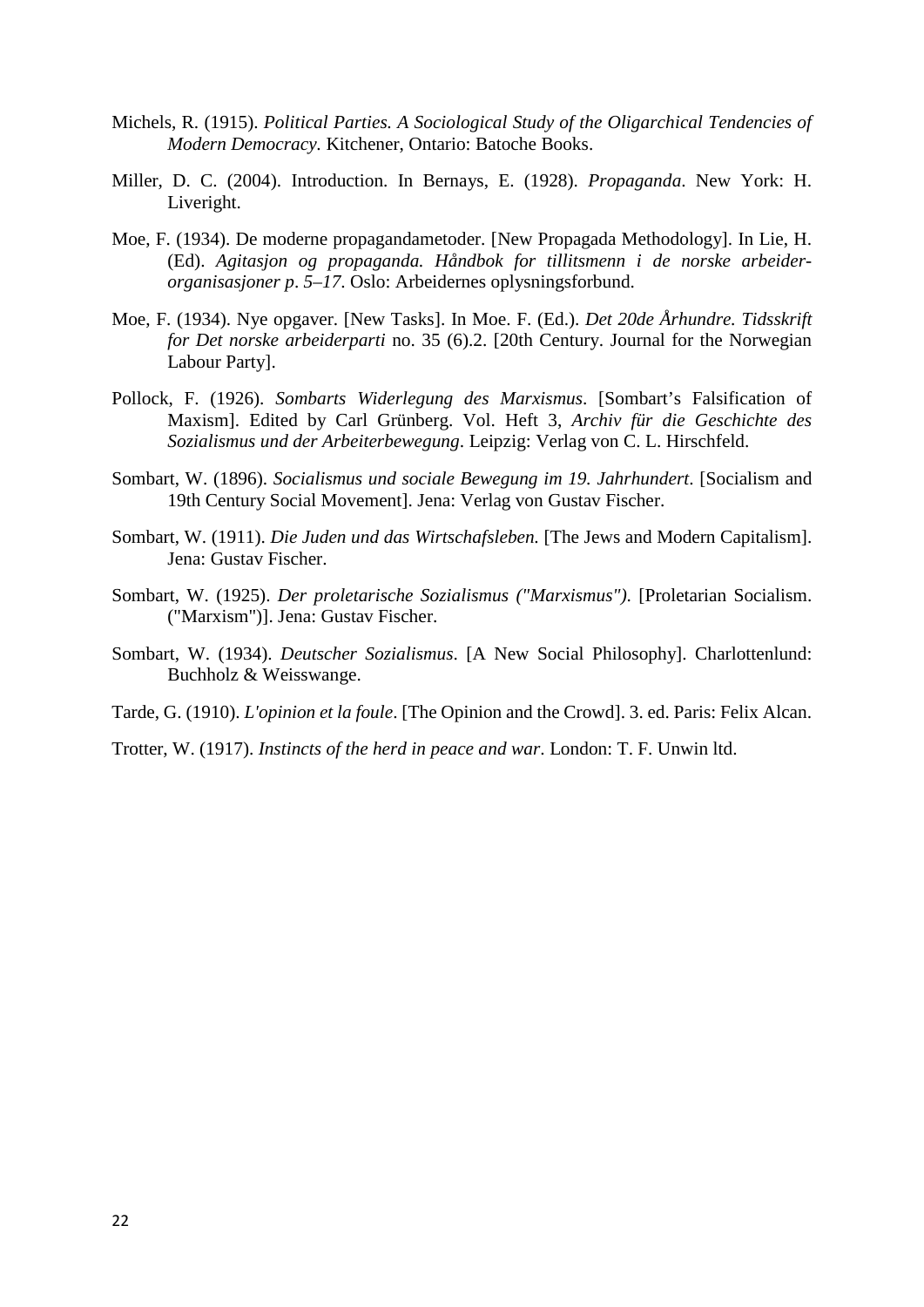Michels, R. (1915). *Political Parties. A Sociological Study of the Oligarchical Tendencies of Modern Democracy.* Kitchener, Ontario: Batoche Books.

Miller, D. C. (2004). Introduction. In Bernays, E. (1928). *Propaganda*. New York: H. Liveright.

Moe, F. (1934). De moderne propagandametoder. [New Propagada Methodology]. In Lie, H. (Ed). *Agitasjon og propaganda. Håndbok for tillitsmenn i de norske arbeider-organisasjoner p. 5–17*. Oslo: Arbeidernes oplysningsforbund.

Moe, F. (1934). Nye opgaver. [New Tasks]. In Moe. F. (Ed.). *Det 20de Århundre. Tidsskrift for Det norske arbeiderparti* no. 35 (6).2. [20th Century. Journal for the Norwegian Labour Party].

Pollock, F. (1926). *Sombarts Widerlegung des Marxismus*. [Sombart's Falsification of Maxism]. Edited by Carl Grünberg. Vol. Heft 3, *Archiv für die Geschichte des Sozialismus und der Arbeiterbewegung*. Leipzig: Verlag von C. L. Hirschfeld.

Sombart, W. (1896). *Socialismus und sociale Bewegung im 19. Jahrhundert*. [Socialism and 19th Century Social Movement]. Jena: Verlag von Gustav Fischer.

Sombart, W. (1911). *Die Juden und das Wirtschafsleben.* [The Jews and Modern Capitalism]. Jena: Gustav Fischer.

Sombart, W. (1925). *Der proletarische Sozialismus ("Marxismus")*. [Proletarian Socialism. ("Marxism")]. Jena: Gustav Fischer.

Sombart, W. (1934). *Deutscher Sozialismus*. [A New Social Philosophy]. Charlottenlund: Buchholz & Weisswange.

Tarde, G. (1910). *L'opinion et la foule*. [The Opinion and the Crowd]. 3. ed. Paris: Felix Alcan.

Trotter, W. (1917). *Instincts of the herd in peace and war*. London: T. F. Unwin ltd.